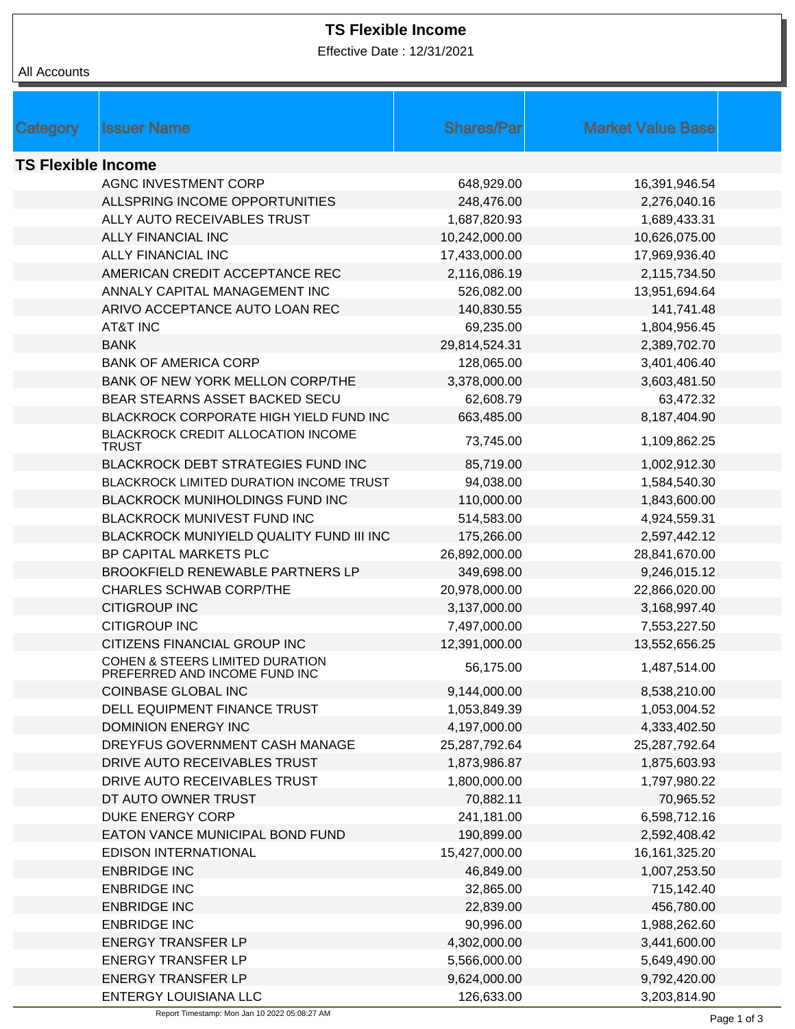# TS Flexible Income

Effective Date : 12/31/2021

All Accounts

| Category | Issuer Name | Shares/Par | Market Value Base |
|---|---|---|---|
| **TS Flexible Income** | | | |
| | AGNC INVESTMENT CORP | 648,929.00 | 16,391,946.54 |
| | ALLSPRING INCOME OPPORTUNITIES | 248,476.00 | 2,276,040.16 |
| | ALLY AUTO RECEIVABLES TRUST | 1,687,820.93 | 1,689,433.31 |
| | ALLY FINANCIAL INC | 10,242,000.00 | 10,626,075.00 |
| | ALLY FINANCIAL INC | 17,433,000.00 | 17,969,936.40 |
| | AMERICAN CREDIT ACCEPTANCE REC | 2,116,086.19 | 2,115,734.50 |
| | ANNALY CAPITAL MANAGEMENT INC | 526,082.00 | 13,951,694.64 |
| | ARIVO ACCEPTANCE AUTO LOAN REC | 140,830.55 | 141,741.48 |
| | AT&T INC | 69,235.00 | 1,804,956.45 |
| | BANK | 29,814,524.31 | 2,389,702.70 |
| | BANK OF AMERICA CORP | 128,065.00 | 3,401,406.40 |
| | BANK OF NEW YORK MELLON CORP/THE | 3,378,000.00 | 3,603,481.50 |
| | BEAR STEARNS ASSET BACKED SECU | 62,608.79 | 63,472.32 |
| | BLACKROCK CORPORATE HIGH YIELD FUND INC | 663,485.00 | 8,187,404.90 |
| | BLACKROCK CREDIT ALLOCATION INCOME TRUST | 73,745.00 | 1,109,862.25 |
| | BLACKROCK DEBT STRATEGIES FUND INC | 85,719.00 | 1,002,912.30 |
| | BLACKROCK LIMITED DURATION INCOME TRUST | 94,038.00 | 1,584,540.30 |
| | BLACKROCK MUNIHOLDINGS FUND INC | 110,000.00 | 1,843,600.00 |
| | BLACKROCK MUNIVEST FUND INC | 514,583.00 | 4,924,559.31 |
| | BLACKROCK MUNIYIELD QUALITY FUND III INC | 175,266.00 | 2,597,442.12 |
| | BP CAPITAL MARKETS PLC | 26,892,000.00 | 28,841,670.00 |
| | BROOKFIELD RENEWABLE PARTNERS LP | 349,698.00 | 9,246,015.12 |
| | CHARLES SCHWAB CORP/THE | 20,978,000.00 | 22,866,020.00 |
| | CITIGROUP INC | 3,137,000.00 | 3,168,997.40 |
| | CITIGROUP INC | 7,497,000.00 | 7,553,227.50 |
| | CITIZENS FINANCIAL GROUP INC | 12,391,000.00 | 13,552,656.25 |
| | COHEN & STEERS LIMITED DURATION PREFERRED AND INCOME FUND INC | 56,175.00 | 1,487,514.00 |
| | COINBASE GLOBAL INC | 9,144,000.00 | 8,538,210.00 |
| | DELL EQUIPMENT FINANCE TRUST | 1,053,849.39 | 1,053,004.52 |
| | DOMINION ENERGY INC | 4,197,000.00 | 4,333,402.50 |
| | DREYFUS GOVERNMENT CASH MANAGE | 25,287,792.64 | 25,287,792.64 |
| | DRIVE AUTO RECEIVABLES TRUST | 1,873,986.87 | 1,875,603.93 |
| | DRIVE AUTO RECEIVABLES TRUST | 1,800,000.00 | 1,797,980.22 |
| | DT AUTO OWNER TRUST | 70,882.11 | 70,965.52 |
| | DUKE ENERGY CORP | 241,181.00 | 6,598,712.16 |
| | EATON VANCE MUNICIPAL BOND FUND | 190,899.00 | 2,592,408.42 |
| | EDISON INTERNATIONAL | 15,427,000.00 | 16,161,325.20 |
| | ENBRIDGE INC | 46,849.00 | 1,007,253.50 |
| | ENBRIDGE INC | 32,865.00 | 715,142.40 |
| | ENBRIDGE INC | 22,839.00 | 456,780.00 |
| | ENBRIDGE INC | 90,996.00 | 1,988,262.60 |
| | ENERGY TRANSFER LP | 4,302,000.00 | 3,441,600.00 |
| | ENERGY TRANSFER LP | 5,566,000.00 | 5,649,490.00 |
| | ENERGY TRANSFER LP | 9,624,000.00 | 9,792,420.00 |
| | ENTERGY LOUISIANA LLC | 126,633.00 | 3,203,814.90 |

Report Timestamp: Mon Jan 10 2022 05:08:27 AM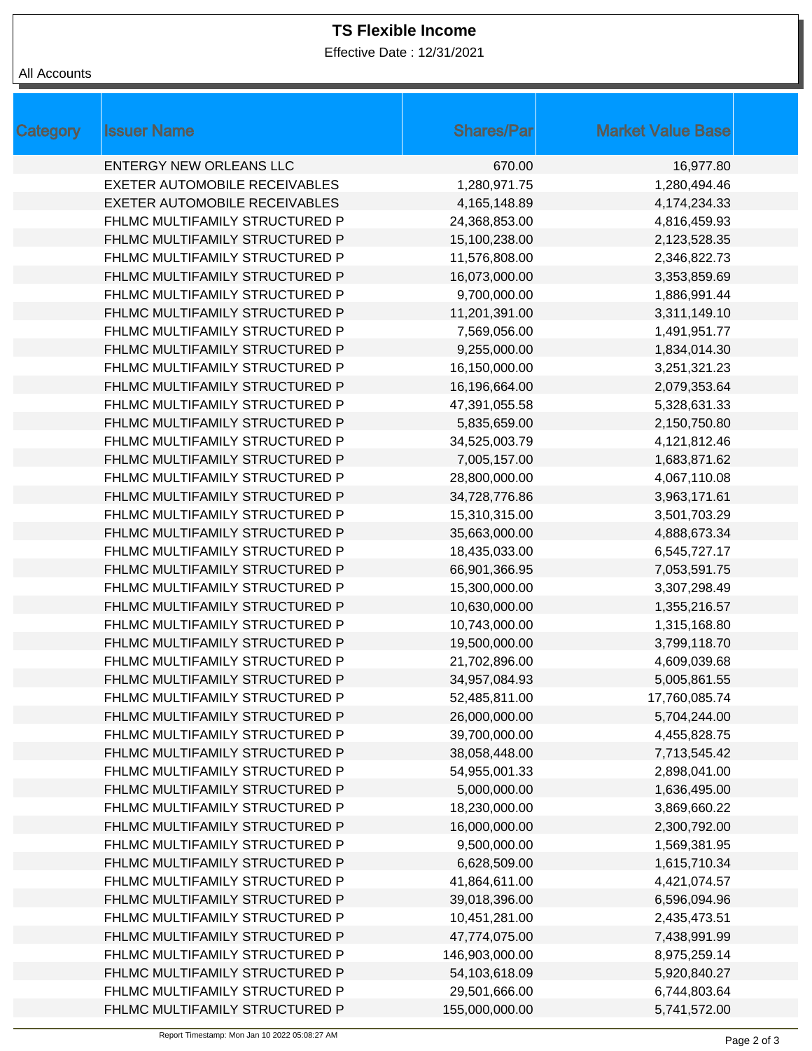# TS Flexible Income

Effective Date : 12/31/2021

All Accounts

| Category | Issuer Name | Shares/Par | Market Value Base |
|---|---|---|---|
| | ENTERGY NEW ORLEANS LLC | 670.00 | 16,977.80 |
| | EXETER AUTOMOBILE RECEIVABLES | 1,280,971.75 | 1,280,494.46 |
| | EXETER AUTOMOBILE RECEIVABLES | 4,165,148.89 | 4,174,234.33 |
| | FHLMC MULTIFAMILY STRUCTURED P | 24,368,853.00 | 4,816,459.93 |
| | FHLMC MULTIFAMILY STRUCTURED P | 15,100,238.00 | 2,123,528.35 |
| | FHLMC MULTIFAMILY STRUCTURED P | 11,576,808.00 | 2,346,822.73 |
| | FHLMC MULTIFAMILY STRUCTURED P | 16,073,000.00 | 3,353,859.69 |
| | FHLMC MULTIFAMILY STRUCTURED P | 9,700,000.00 | 1,886,991.44 |
| | FHLMC MULTIFAMILY STRUCTURED P | 11,201,391.00 | 3,311,149.10 |
| | FHLMC MULTIFAMILY STRUCTURED P | 7,569,056.00 | 1,491,951.77 |
| | FHLMC MULTIFAMILY STRUCTURED P | 9,255,000.00 | 1,834,014.30 |
| | FHLMC MULTIFAMILY STRUCTURED P | 16,150,000.00 | 3,251,321.23 |
| | FHLMC MULTIFAMILY STRUCTURED P | 16,196,664.00 | 2,079,353.64 |
| | FHLMC MULTIFAMILY STRUCTURED P | 47,391,055.58 | 5,328,631.33 |
| | FHLMC MULTIFAMILY STRUCTURED P | 5,835,659.00 | 2,150,750.80 |
| | FHLMC MULTIFAMILY STRUCTURED P | 34,525,003.79 | 4,121,812.46 |
| | FHLMC MULTIFAMILY STRUCTURED P | 7,005,157.00 | 1,683,871.62 |
| | FHLMC MULTIFAMILY STRUCTURED P | 28,800,000.00 | 4,067,110.08 |
| | FHLMC MULTIFAMILY STRUCTURED P | 34,728,776.86 | 3,963,171.61 |
| | FHLMC MULTIFAMILY STRUCTURED P | 15,310,315.00 | 3,501,703.29 |
| | FHLMC MULTIFAMILY STRUCTURED P | 35,663,000.00 | 4,888,673.34 |
| | FHLMC MULTIFAMILY STRUCTURED P | 18,435,033.00 | 6,545,727.17 |
| | FHLMC MULTIFAMILY STRUCTURED P | 66,901,366.95 | 7,053,591.75 |
| | FHLMC MULTIFAMILY STRUCTURED P | 15,300,000.00 | 3,307,298.49 |
| | FHLMC MULTIFAMILY STRUCTURED P | 10,630,000.00 | 1,355,216.57 |
| | FHLMC MULTIFAMILY STRUCTURED P | 10,743,000.00 | 1,315,168.80 |
| | FHLMC MULTIFAMILY STRUCTURED P | 19,500,000.00 | 3,799,118.70 |
| | FHLMC MULTIFAMILY STRUCTURED P | 21,702,896.00 | 4,609,039.68 |
| | FHLMC MULTIFAMILY STRUCTURED P | 34,957,084.93 | 5,005,861.55 |
| | FHLMC MULTIFAMILY STRUCTURED P | 52,485,811.00 | 17,760,085.74 |
| | FHLMC MULTIFAMILY STRUCTURED P | 26,000,000.00 | 5,704,244.00 |
| | FHLMC MULTIFAMILY STRUCTURED P | 39,700,000.00 | 4,455,828.75 |
| | FHLMC MULTIFAMILY STRUCTURED P | 38,058,448.00 | 7,713,545.42 |
| | FHLMC MULTIFAMILY STRUCTURED P | 54,955,001.33 | 2,898,041.00 |
| | FHLMC MULTIFAMILY STRUCTURED P | 5,000,000.00 | 1,636,495.00 |
| | FHLMC MULTIFAMILY STRUCTURED P | 18,230,000.00 | 3,869,660.22 |
| | FHLMC MULTIFAMILY STRUCTURED P | 16,000,000.00 | 2,300,792.00 |
| | FHLMC MULTIFAMILY STRUCTURED P | 9,500,000.00 | 1,569,381.95 |
| | FHLMC MULTIFAMILY STRUCTURED P | 6,628,509.00 | 1,615,710.34 |
| | FHLMC MULTIFAMILY STRUCTURED P | 41,864,611.00 | 4,421,074.57 |
| | FHLMC MULTIFAMILY STRUCTURED P | 39,018,396.00 | 6,596,094.96 |
| | FHLMC MULTIFAMILY STRUCTURED P | 10,451,281.00 | 2,435,473.51 |
| | FHLMC MULTIFAMILY STRUCTURED P | 47,774,075.00 | 7,438,991.99 |
| | FHLMC MULTIFAMILY STRUCTURED P | 146,903,000.00 | 8,975,259.14 |
| | FHLMC MULTIFAMILY STRUCTURED P | 54,103,618.09 | 5,920,840.27 |
| | FHLMC MULTIFAMILY STRUCTURED P | 29,501,666.00 | 6,744,803.64 |
| | FHLMC MULTIFAMILY STRUCTURED P | 155,000,000.00 | 5,741,572.00 |

Report Timestamp: Mon Jan 10 2022 05:08:27 AM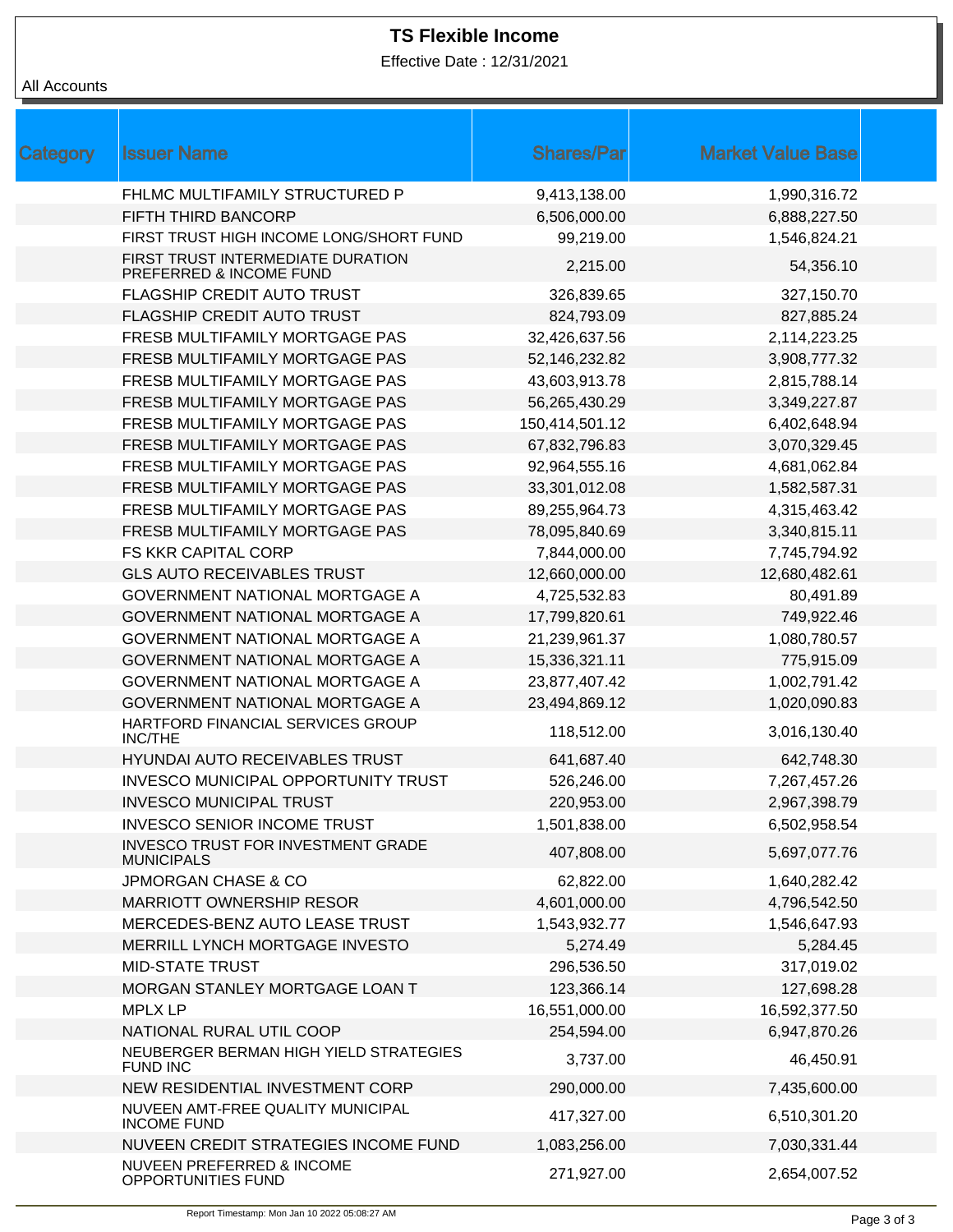# TS Flexible Income

Effective Date : 12/31/2021

All Accounts

| Category | Issuer Name | Shares/Par | Market Value Base |
|---|---|---|---|
| | FHLMC MULTIFAMILY STRUCTURED P | 9,413,138.00 | 1,990,316.72 |
| | FIFTH THIRD BANCORP | 6,506,000.00 | 6,888,227.50 |
| | FIRST TRUST HIGH INCOME LONG/SHORT FUND | 99,219.00 | 1,546,824.21 |
| | FIRST TRUST INTERMEDIATE DURATION PREFERRED & INCOME FUND | 2,215.00 | 54,356.10 |
| | FLAGSHIP CREDIT AUTO TRUST | 326,839.65 | 327,150.70 |
| | FLAGSHIP CREDIT AUTO TRUST | 824,793.09 | 827,885.24 |
| | FRESB MULTIFAMILY MORTGAGE PAS | 32,426,637.56 | 2,114,223.25 |
| | FRESB MULTIFAMILY MORTGAGE PAS | 52,146,232.82 | 3,908,777.32 |
| | FRESB MULTIFAMILY MORTGAGE PAS | 43,603,913.78 | 2,815,788.14 |
| | FRESB MULTIFAMILY MORTGAGE PAS | 56,265,430.29 | 3,349,227.87 |
| | FRESB MULTIFAMILY MORTGAGE PAS | 150,414,501.12 | 6,402,648.94 |
| | FRESB MULTIFAMILY MORTGAGE PAS | 67,832,796.83 | 3,070,329.45 |
| | FRESB MULTIFAMILY MORTGAGE PAS | 92,964,555.16 | 4,681,062.84 |
| | FRESB MULTIFAMILY MORTGAGE PAS | 33,301,012.08 | 1,582,587.31 |
| | FRESB MULTIFAMILY MORTGAGE PAS | 89,255,964.73 | 4,315,463.42 |
| | FRESB MULTIFAMILY MORTGAGE PAS | 78,095,840.69 | 3,340,815.11 |
| | FS KKR CAPITAL CORP | 7,844,000.00 | 7,745,794.92 |
| | GLS AUTO RECEIVABLES TRUST | 12,660,000.00 | 12,680,482.61 |
| | GOVERNMENT NATIONAL MORTGAGE A | 4,725,532.83 | 80,491.89 |
| | GOVERNMENT NATIONAL MORTGAGE A | 17,799,820.61 | 749,922.46 |
| | GOVERNMENT NATIONAL MORTGAGE A | 21,239,961.37 | 1,080,780.57 |
| | GOVERNMENT NATIONAL MORTGAGE A | 15,336,321.11 | 775,915.09 |
| | GOVERNMENT NATIONAL MORTGAGE A | 23,877,407.42 | 1,002,791.42 |
| | GOVERNMENT NATIONAL MORTGAGE A | 23,494,869.12 | 1,020,090.83 |
| | HARTFORD FINANCIAL SERVICES GROUP INC/THE | 118,512.00 | 3,016,130.40 |
| | HYUNDAI AUTO RECEIVABLES TRUST | 641,687.40 | 642,748.30 |
| | INVESCO MUNICIPAL OPPORTUNITY TRUST | 526,246.00 | 7,267,457.26 |
| | INVESCO MUNICIPAL TRUST | 220,953.00 | 2,967,398.79 |
| | INVESCO SENIOR INCOME TRUST | 1,501,838.00 | 6,502,958.54 |
| | INVESCO TRUST FOR INVESTMENT GRADE MUNICIPALS | 407,808.00 | 5,697,077.76 |
| | JPMORGAN CHASE & CO | 62,822.00 | 1,640,282.42 |
| | MARRIOTT OWNERSHIP RESOR | 4,601,000.00 | 4,796,542.50 |
| | MERCEDES-BENZ AUTO LEASE TRUST | 1,543,932.77 | 1,546,647.93 |
| | MERRILL LYNCH MORTGAGE INVESTO | 5,274.49 | 5,284.45 |
| | MID-STATE TRUST | 296,536.50 | 317,019.02 |
| | MORGAN STANLEY MORTGAGE LOAN T | 123,366.14 | 127,698.28 |
| | MPLX LP | 16,551,000.00 | 16,592,377.50 |
| | NATIONAL RURAL UTIL COOP | 254,594.00 | 6,947,870.26 |
| | NEUBERGER BERMAN HIGH YIELD STRATEGIES FUND INC | 3,737.00 | 46,450.91 |
| | NEW RESIDENTIAL INVESTMENT CORP | 290,000.00 | 7,435,600.00 |
| | NUVEEN AMT-FREE QUALITY MUNICIPAL INCOME FUND | 417,327.00 | 6,510,301.20 |
| | NUVEEN CREDIT STRATEGIES INCOME FUND | 1,083,256.00 | 7,030,331.44 |
| | NUVEEN PREFERRED & INCOME OPPORTUNITIES FUND | 271,927.00 | 2,654,007.52 |

Report Timestamp: Mon Jan 10 2022 05:08:27 AM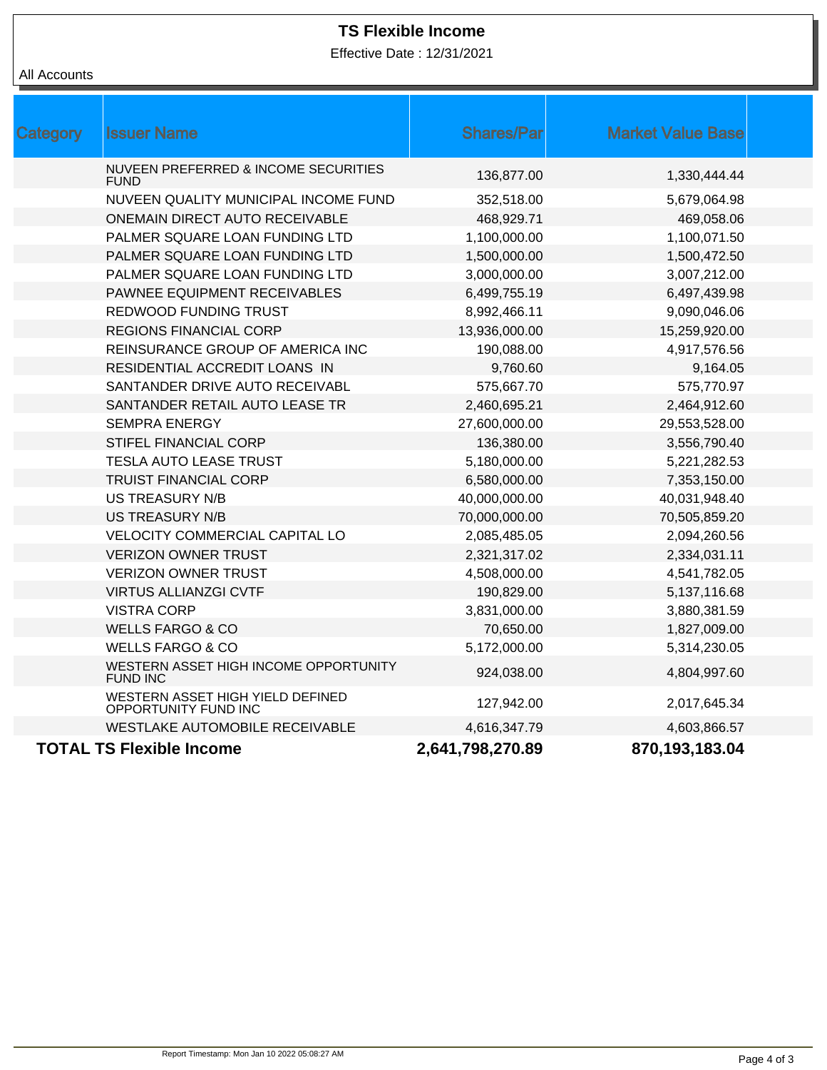# TS Flexible Income

Effective Date : 12/31/2021

All Accounts

| Category | Issuer Name | Shares/Par | Market Value Base | |
|---|---|---|---|---|
| | NUVEEN PREFERRED & INCOME SECURITIES FUND | 136,877.00 | 1,330,444.44 | |
| | NUVEEN QUALITY MUNICIPAL INCOME FUND | 352,518.00 | 5,679,064.98 | |
| | ONEMAIN DIRECT AUTO RECEIVABLE | 468,929.71 | 469,058.06 | |
| | PALMER SQUARE LOAN FUNDING LTD | 1,100,000.00 | 1,100,071.50 | |
| | PALMER SQUARE LOAN FUNDING LTD | 1,500,000.00 | 1,500,472.50 | |
| | PALMER SQUARE LOAN FUNDING LTD | 3,000,000.00 | 3,007,212.00 | |
| | PAWNEE EQUIPMENT RECEIVABLES | 6,499,755.19 | 6,497,439.98 | |
| | REDWOOD FUNDING TRUST | 8,992,466.11 | 9,090,046.06 | |
| | REGIONS FINANCIAL CORP | 13,936,000.00 | 15,259,920.00 | |
| | REINSURANCE GROUP OF AMERICA INC | 190,088.00 | 4,917,576.56 | |
| | RESIDENTIAL ACCREDIT LOANS IN | 9,760.60 | 9,164.05 | |
| | SANTANDER DRIVE AUTO RECEIVABL | 575,667.70 | 575,770.97 | |
| | SANTANDER RETAIL AUTO LEASE TR | 2,460,695.21 | 2,464,912.60 | |
| | SEMPRA ENERGY | 27,600,000.00 | 29,553,528.00 | |
| | STIFEL FINANCIAL CORP | 136,380.00 | 3,556,790.40 | |
| | TESLA AUTO LEASE TRUST | 5,180,000.00 | 5,221,282.53 | |
| | TRUIST FINANCIAL CORP | 6,580,000.00 | 7,353,150.00 | |
| | US TREASURY N/B | 40,000,000.00 | 40,031,948.40 | |
| | US TREASURY N/B | 70,000,000.00 | 70,505,859.20 | |
| | VELOCITY COMMERCIAL CAPITAL LO | 2,085,485.05 | 2,094,260.56 | |
| | VERIZON OWNER TRUST | 2,321,317.02 | 2,334,031.11 | |
| | VERIZON OWNER TRUST | 4,508,000.00 | 4,541,782.05 | |
| | VIRTUS ALLIANZGI CVTF | 190,829.00 | 5,137,116.68 | |
| | VISTRA CORP | 3,831,000.00 | 3,880,381.59 | |
| | WELLS FARGO & CO | 70,650.00 | 1,827,009.00 | |
| | WELLS FARGO & CO | 5,172,000.00 | 5,314,230.05 | |
| | WESTERN ASSET HIGH INCOME OPPORTUNITY FUND INC | 924,038.00 | 4,804,997.60 | |
| | WESTERN ASSET HIGH YIELD DEFINED OPPORTUNITY FUND INC | 127,942.00 | 2,017,645.34 | |
| | WESTLAKE AUTOMOBILE RECEIVABLE | 4,616,347.79 | 4,603,866.57 | |
| **TOTAL TS Flexible Income** | | **2,641,798,270.89** | **870,193,183.04** | |

Report Timestamp: Mon Jan 10 2022 05:08:27 AM